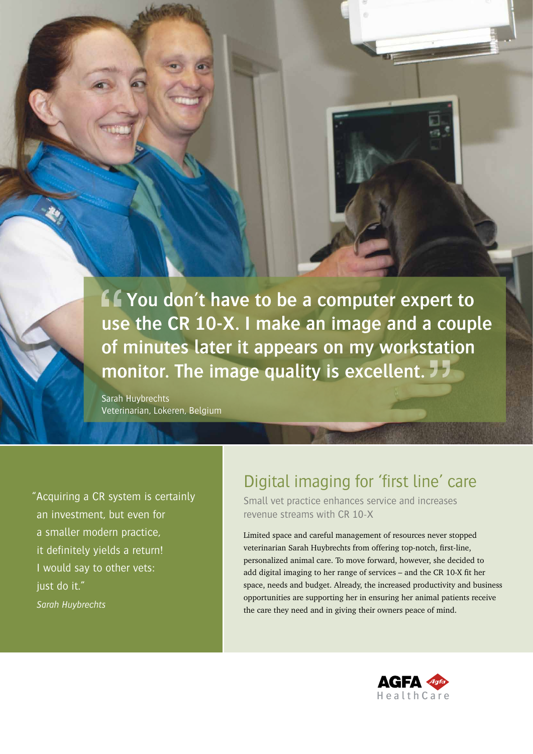> **"You don't have to be a computer expert to use the CR 10-X. I make an image and a couple of minutes later it appears on my workstation monitor. The image quality is excellent."**

Sarah Huybrechts
Veterinarian, Lokeren, Belgium

"Acquiring a CR system is certainly an investment, but even for a smaller modern practice, it definitely yields a return! I would say to other vets: just do it."

*Sarah Huybrechts*

# Digital imaging for 'first line' care

## Small vet practice enhances service and increases revenue streams with CR 10-X

Limited space and careful management of resources never stopped veterinarian Sarah Huybrechts from offering top-notch, first-line, personalized animal care. To move forward, however, she decided to add digital imaging to her range of services – and the CR 10-X fit her space, needs and budget. Already, the increased productivity and business opportunities are supporting her in ensuring her animal patients receive the care they need and in giving their owners peace of mind.

AGFA HealthCare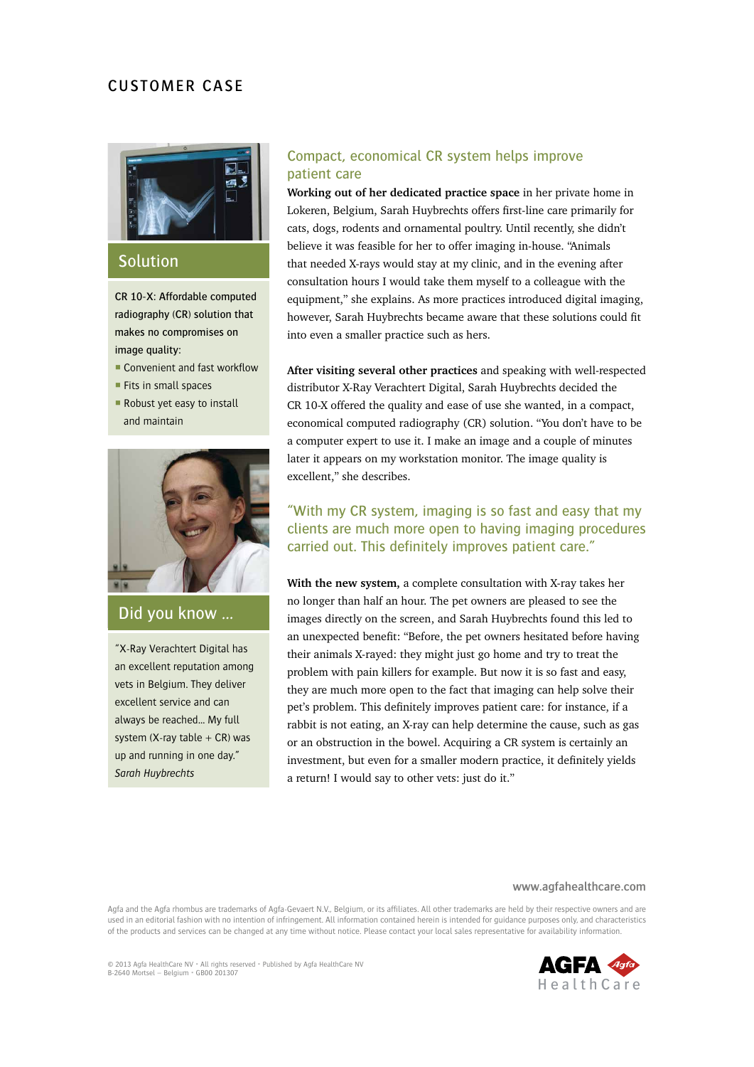CUSTOMER CASE

## Solution

CR 10-X: Affordable computed radiography (CR) solution that makes no compromises on image quality:

- Convenient and fast workflow
- Fits in small spaces
- Robust yet easy to install and maintain

## Did you know ...

"X-Ray Verachtert Digital has an excellent reputation among vets in Belgium. They deliver excellent service and can always be reached... My full system (X-ray table + CR) was up and running in one day."
*Sarah Huybrechts*

## Compact, economical CR system helps improve patient care

**Working out of her dedicated practice space** in her private home in Lokeren, Belgium, Sarah Huybrechts offers first-line care primarily for cats, dogs, rodents and ornamental poultry. Until recently, she didn't believe it was feasible for her to offer imaging in-house. "Animals that needed X-rays would stay at my clinic, and in the evening after consultation hours I would take them myself to a colleague with the equipment," she explains. As more practices introduced digital imaging, however, Sarah Huybrechts became aware that these solutions could fit into even a smaller practice such as hers.

**After visiting several other practices** and speaking with well-respected distributor X-Ray Verachtert Digital, Sarah Huybrechts decided the CR 10-X offered the quality and ease of use she wanted, in a compact, economical computed radiography (CR) solution. "You don't have to be a computer expert to use it. I make an image and a couple of minutes later it appears on my workstation monitor. The image quality is excellent," she describes.

"With my CR system, imaging is so fast and easy that my clients are much more open to having imaging procedures carried out. This definitely improves patient care."

**With the new system,** a complete consultation with X-ray takes her no longer than half an hour. The pet owners are pleased to see the images directly on the screen, and Sarah Huybrechts found this led to an unexpected benefit: "Before, the pet owners hesitated before having their animals X-rayed: they might just go home and try to treat the problem with pain killers for example. But now it is so fast and easy, they are much more open to the fact that imaging can help solve their pet's problem. This definitely improves patient care: for instance, if a rabbit is not eating, an X-ray can help determine the cause, such as gas or an obstruction in the bowel. Acquiring a CR system is certainly an investment, but even for a smaller modern practice, it definitely yields a return! I would say to other vets: just do it."

www.agfahealthcare.com

Agfa and the Agfa rhombus are trademarks of Agfa-Gevaert N.V., Belgium, or its affiliates. All other trademarks are held by their respective owners and are used in an editorial fashion with no intention of infringement. All information contained herein is intended for guidance purposes only, and characteristics of the products and services can be changed at any time without notice. Please contact your local sales representative for availability information.

© 2013 Agfa HealthCare NV • All rights reserved • Published by Agfa HealthCare NV
B-2640 Mortsel – Belgium • GB00 201307

AGFA HealthCare